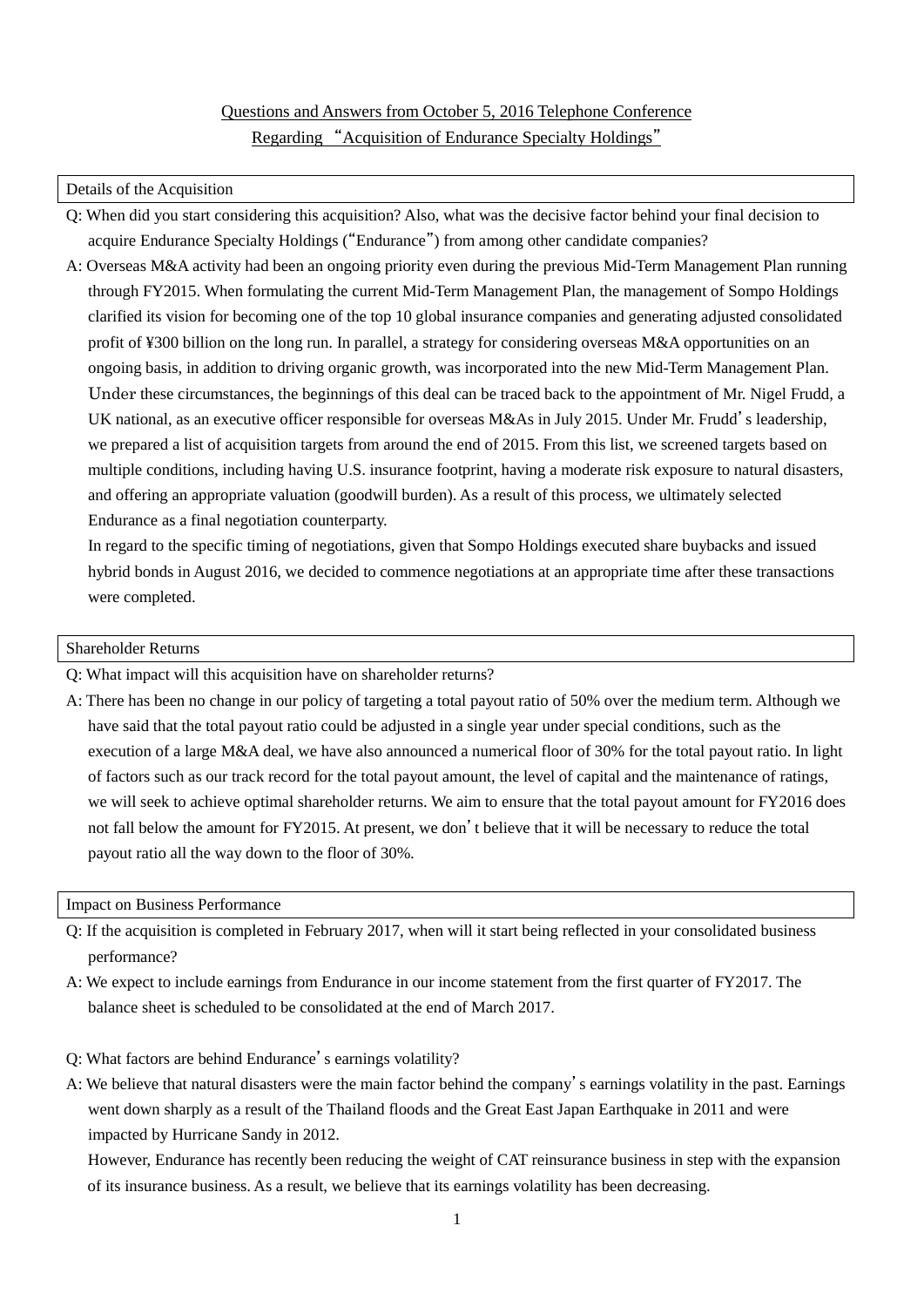# Questions and Answers from October 5, 2016 Telephone Conference Regarding "Acquisition of Endurance Specialty Holdings"

## Details of the Acquisition

Q: When did you start considering this acquisition? Also, what was the decisive factor behind your final decision to acquire Endurance Specialty Holdings ("Endurance") from among other candidate companies?

A: Overseas M&A activity had been an ongoing priority even during the previous Mid-Term Management Plan running through FY2015. When formulating the current Mid-Term Management Plan, the management of Sompo Holdings clarified its vision for becoming one of the top 10 global insurance companies and generating adjusted consolidated profit of ¥300 billion on the long run. In parallel, a strategy for considering overseas M&A opportunities on an ongoing basis, in addition to driving organic growth, was incorporated into the new Mid-Term Management Plan.

Under these circumstances, the beginnings of this deal can be traced back to the appointment of Mr. Nigel Frudd, a UK national, as an executive officer responsible for overseas M&As in July 2015. Under Mr. Frudd's leadership, we prepared a list of acquisition targets from around the end of 2015. From this list, we screened targets based on multiple conditions, including having U.S. insurance footprint, having a moderate risk exposure to natural disasters, and offering an appropriate valuation (goodwill burden). As a result of this process, we ultimately selected Endurance as a final negotiation counterparty.

In regard to the specific timing of negotiations, given that Sompo Holdings executed share buybacks and issued hybrid bonds in August 2016, we decided to commence negotiations at an appropriate time after these transactions were completed.

## Shareholder Returns

Q: What impact will this acquisition have on shareholder returns?

A: There has been no change in our policy of targeting a total payout ratio of 50% over the medium term. Although we have said that the total payout ratio could be adjusted in a single year under special conditions, such as the execution of a large M&A deal, we have also announced a numerical floor of 30% for the total payout ratio. In light of factors such as our track record for the total payout amount, the level of capital and the maintenance of ratings, we will seek to achieve optimal shareholder returns. We aim to ensure that the total payout amount for FY2016 does not fall below the amount for FY2015. At present, we don't believe that it will be necessary to reduce the total payout ratio all the way down to the floor of 30%.

## Impact on Business Performance

Q: If the acquisition is completed in February 2017, when will it start being reflected in your consolidated business performance?

A: We expect to include earnings from Endurance in our income statement from the first quarter of FY2017. The balance sheet is scheduled to be consolidated at the end of March 2017.

Q: What factors are behind Endurance's earnings volatility?

A: We believe that natural disasters were the main factor behind the company's earnings volatility in the past. Earnings went down sharply as a result of the Thailand floods and the Great East Japan Earthquake in 2011 and were impacted by Hurricane Sandy in 2012.

However, Endurance has recently been reducing the weight of CAT reinsurance business in step with the expansion of its insurance business. As a result, we believe that its earnings volatility has been decreasing.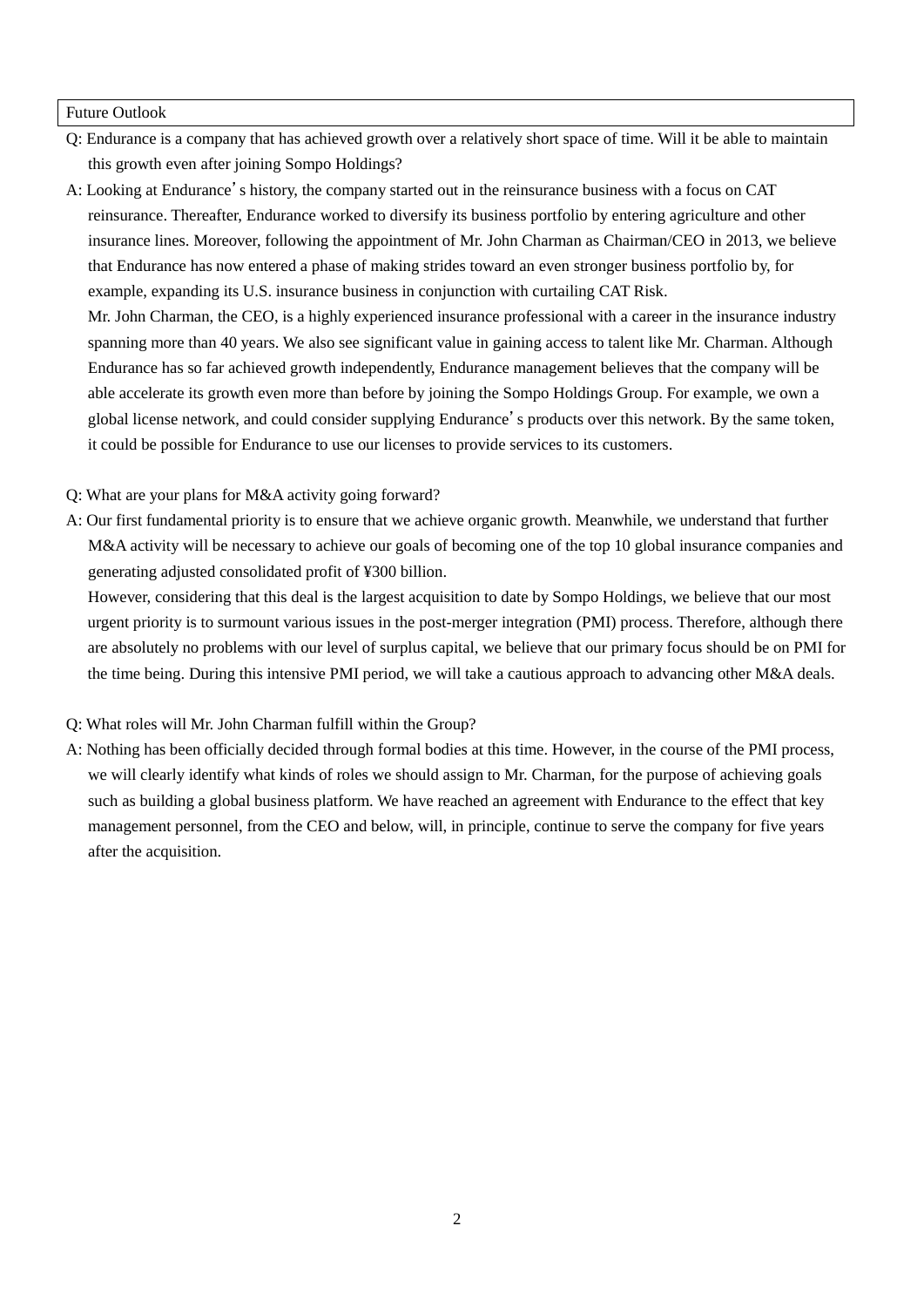## Future Outlook

Q: Endurance is a company that has achieved growth over a relatively short space of time. Will it be able to maintain this growth even after joining Sompo Holdings?

A: Looking at Endurance's history, the company started out in the reinsurance business with a focus on CAT reinsurance. Thereafter, Endurance worked to diversify its business portfolio by entering agriculture and other insurance lines. Moreover, following the appointment of Mr. John Charman as Chairman/CEO in 2013, we believe that Endurance has now entered a phase of making strides toward an even stronger business portfolio by, for example, expanding its U.S. insurance business in conjunction with curtailing CAT Risk.
Mr. John Charman, the CEO, is a highly experienced insurance professional with a career in the insurance industry spanning more than 40 years. We also see significant value in gaining access to talent like Mr. Charman. Although Endurance has so far achieved growth independently, Endurance management believes that the company will be able accelerate its growth even more than before by joining the Sompo Holdings Group. For example, we own a global license network, and could consider supplying Endurance's products over this network. By the same token, it could be possible for Endurance to use our licenses to provide services to its customers.

Q: What are your plans for M&A activity going forward?

A: Our first fundamental priority is to ensure that we achieve organic growth. Meanwhile, we understand that further M&A activity will be necessary to achieve our goals of becoming one of the top 10 global insurance companies and generating adjusted consolidated profit of ¥300 billion.
However, considering that this deal is the largest acquisition to date by Sompo Holdings, we believe that our most urgent priority is to surmount various issues in the post-merger integration (PMI) process. Therefore, although there are absolutely no problems with our level of surplus capital, we believe that our primary focus should be on PMI for the time being. During this intensive PMI period, we will take a cautious approach to advancing other M&A deals.

Q: What roles will Mr. John Charman fulfill within the Group?

A: Nothing has been officially decided through formal bodies at this time. However, in the course of the PMI process, we will clearly identify what kinds of roles we should assign to Mr. Charman, for the purpose of achieving goals such as building a global business platform. We have reached an agreement with Endurance to the effect that key management personnel, from the CEO and below, will, in principle, continue to serve the company for five years after the acquisition.